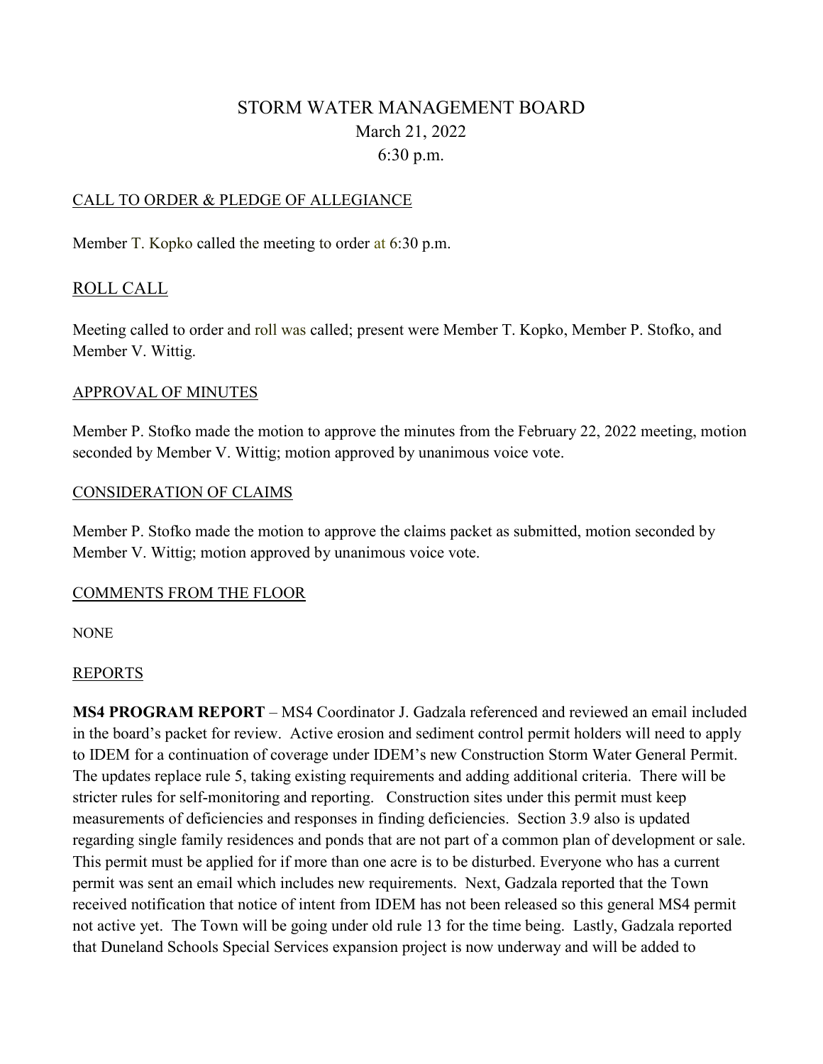# STORM WATER MANAGEMENT BOARD

March 21, 2022

6:30 p.m.

## CALL TO ORDER & PLEDGE OF ALLEGIANCE

Member T. Kopko called the meeting to order at 6:30 p.m.

## ROLL CALL

Meeting called to order and roll was called; present were Member T. Kopko, Member P. Stofko, and Member V. Wittig.

## APPROVAL OF MINUTES

Member P. Stofko made the motion to approve the minutes from the February 22, 2022 meeting, motion seconded by Member V. Wittig; motion approved by unanimous voice vote.

## CONSIDERATION OF CLAIMS

Member P. Stofko made the motion to approve the claims packet as submitted, motion seconded by Member V. Wittig; motion approved by unanimous voice vote.

## COMMENTS FROM THE FLOOR

NONE

## REPORTS

**MS4 PROGRAM REPORT** – MS4 Coordinator J. Gadzala referenced and reviewed an email included in the board's packet for review. Active erosion and sediment control permit holders will need to apply to IDEM for a continuation of coverage under IDEM's new Construction Storm Water General Permit. The updates replace rule 5, taking existing requirements and adding additional criteria. There will be stricter rules for self-monitoring and reporting. Construction sites under this permit must keep measurements of deficiencies and responses in finding deficiencies. Section 3.9 also is updated regarding single family residences and ponds that are not part of a common plan of development or sale. This permit must be applied for if more than one acre is to be disturbed. Everyone who has a current permit was sent an email which includes new requirements. Next, Gadzala reported that the Town received notification that notice of intent from IDEM has not been released so this general MS4 permit not active yet. The Town will be going under old rule 13 for the time being. Lastly, Gadzala reported that Duneland Schools Special Services expansion project is now underway and will be added to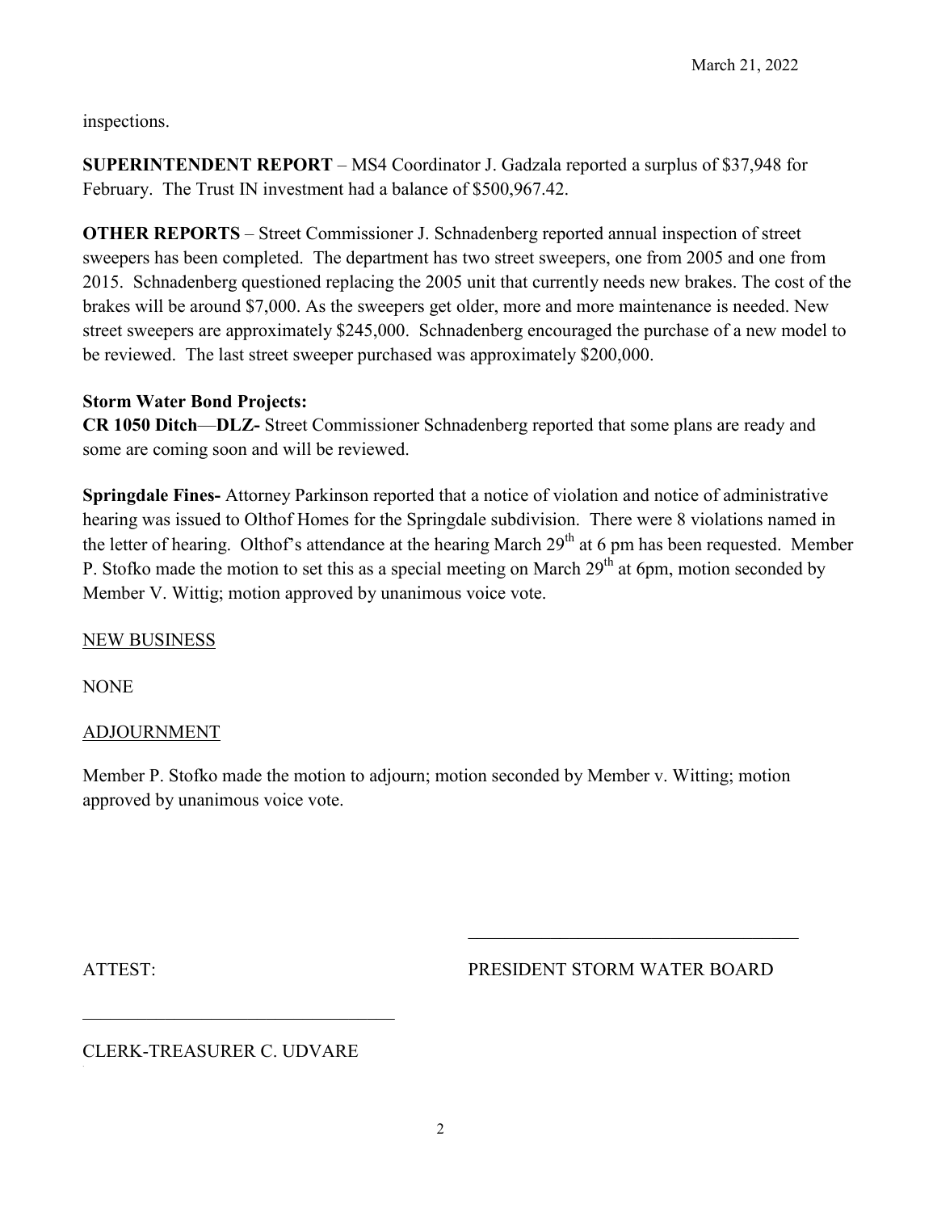inspections.

**SUPERINTENDENT REPORT** – MS4 Coordinator J. Gadzala reported a surplus of $37,948 for February. The Trust IN investment had a balance of $500,967.42.

**OTHER REPORTS** – Street Commissioner J. Schnadenberg reported annual inspection of street sweepers has been completed. The department has two street sweepers, one from 2005 and one from 2015. Schnadenberg questioned replacing the 2005 unit that currently needs new brakes. The cost of the brakes will be around $7,000. As the sweepers get older, more and more maintenance is needed. New street sweepers are approximately $245,000. Schnadenberg encouraged the purchase of a new model to be reviewed. The last street sweeper purchased was approximately $200,000.

**Storm Water Bond Projects:**
**CR 1050 Ditch**—**DLZ-** Street Commissioner Schnadenberg reported that some plans are ready and some are coming soon and will be reviewed.

**Springdale Fines-** Attorney Parkinson reported that a notice of violation and notice of administrative hearing was issued to Olthof Homes for the Springdale subdivision. There were 8 violations named in the letter of hearing. Olthof's attendance at the hearing March 29th at 6 pm has been requested. Member P. Stofko made the motion to set this as a special meeting on March 29th at 6pm, motion seconded by Member V. Wittig; motion approved by unanimous voice vote.

NEW BUSINESS

NONE

ADJOURNMENT

Member P. Stofko made the motion to adjourn; motion seconded by Member v. Witting; motion approved by unanimous voice vote.

ATTEST: PRESIDENT STORM WATER BOARD

CLERK-TREASURER C. UDVARE